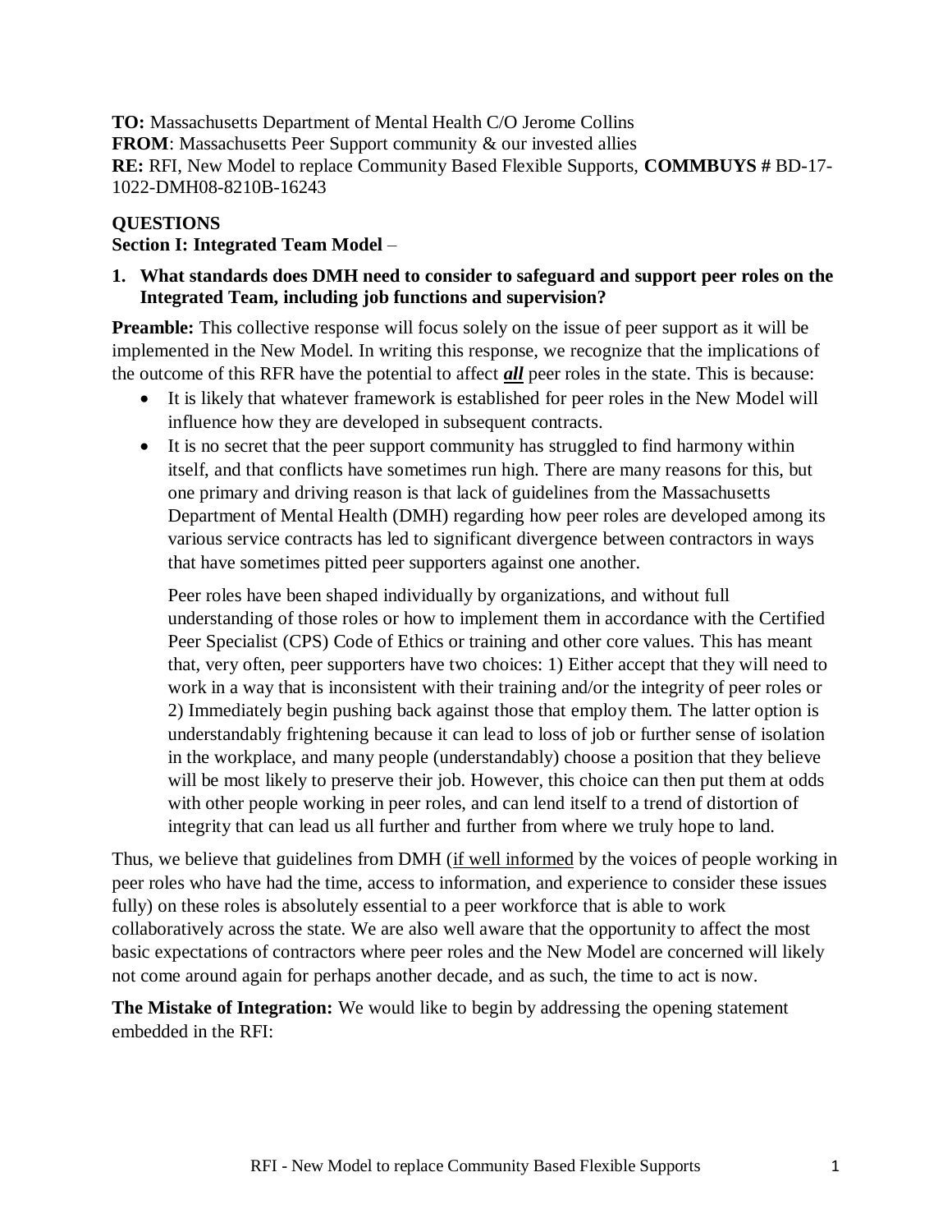**TO:** Massachusetts Department of Mental Health C/O Jerome Collins
**FROM**: Massachusetts Peer Support community & our invested allies
**RE:** RFI, New Model to replace Community Based Flexible Supports, **COMMBUYS #** BD-17-1022-DMH08-8210B-16243

**QUESTIONS**
**Section I: Integrated Team Model** –

1. **What standards does DMH need to consider to safeguard and support peer roles on the Integrated Team, including job functions and supervision?**

**Preamble:** This collective response will focus solely on the issue of peer support as it will be implemented in the New Model. In writing this response, we recognize that the implications of the outcome of this RFR have the potential to affect ***all*** peer roles in the state. This is because:

- It is likely that whatever framework is established for peer roles in the New Model will influence how they are developed in subsequent contracts.
- It is no secret that the peer support community has struggled to find harmony within itself, and that conflicts have sometimes run high. There are many reasons for this, but one primary and driving reason is that lack of guidelines from the Massachusetts Department of Mental Health (DMH) regarding how peer roles are developed among its various service contracts has led to significant divergence between contractors in ways that have sometimes pitted peer supporters against one another.

  Peer roles have been shaped individually by organizations, and without full understanding of those roles or how to implement them in accordance with the Certified Peer Specialist (CPS) Code of Ethics or training and other core values. This has meant that, very often, peer supporters have two choices: 1) Either accept that they will need to work in a way that is inconsistent with their training and/or the integrity of peer roles or 2) Immediately begin pushing back against those that employ them. The latter option is understandably frightening because it can lead to loss of job or further sense of isolation in the workplace, and many people (understandably) choose a position that they believe will be most likely to preserve their job. However, this choice can then put them at odds with other people working in peer roles, and can lend itself to a trend of distortion of integrity that can lead us all further and further from where we truly hope to land.

Thus, we believe that guidelines from DMH (<u>if well informed</u> by the voices of people working in peer roles who have had the time, access to information, and experience to consider these issues fully) on these roles is absolutely essential to a peer workforce that is able to work collaboratively across the state. We are also well aware that the opportunity to affect the most basic expectations of contractors where peer roles and the New Model are concerned will likely not come around again for perhaps another decade, and as such, the time to act is now.

**The Mistake of Integration:** We would like to begin by addressing the opening statement embedded in the RFI: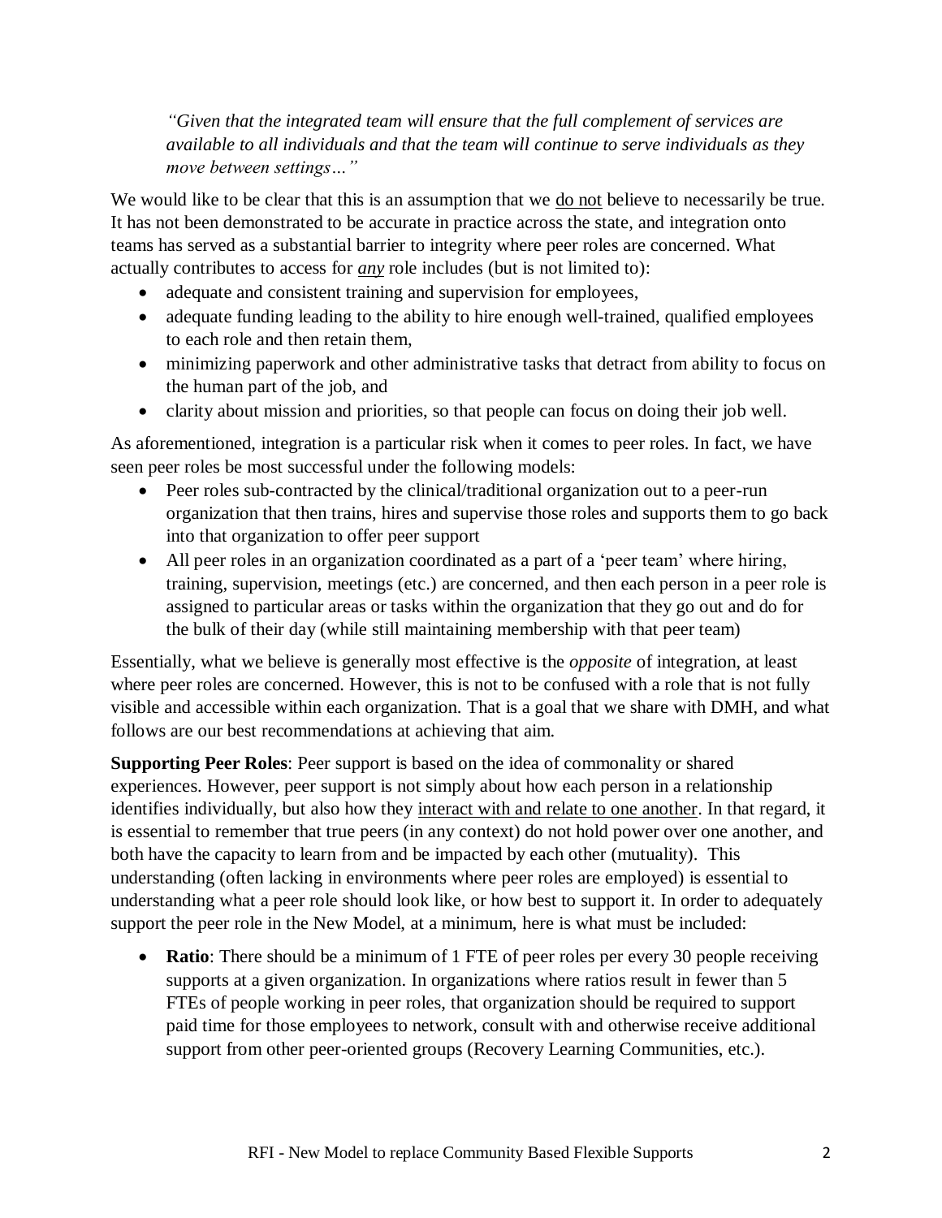> *"Given that the integrated team will ensure that the full complement of services are available to all individuals and that the team will continue to serve individuals as they move between settings…"*

We would like to be clear that this is an assumption that we <u>do not</u> believe to necessarily be true. It has not been demonstrated to be accurate in practice across the state, and integration onto teams has served as a substantial barrier to integrity where peer roles are concerned. What actually contributes to access for ***any*** role includes (but is not limited to):

- adequate and consistent training and supervision for employees,
- adequate funding leading to the ability to hire enough well-trained, qualified employees to each role and then retain them,
- minimizing paperwork and other administrative tasks that detract from ability to focus on the human part of the job, and
- clarity about mission and priorities, so that people can focus on doing their job well.

As aforementioned, integration is a particular risk when it comes to peer roles. In fact, we have seen peer roles be most successful under the following models:

- Peer roles sub-contracted by the clinical/traditional organization out to a peer-run organization that then trains, hires and supervise those roles and supports them to go back into that organization to offer peer support
- All peer roles in an organization coordinated as a part of a 'peer team' where hiring, training, supervision, meetings (etc.) are concerned, and then each person in a peer role is assigned to particular areas or tasks within the organization that they go out and do for the bulk of their day (while still maintaining membership with that peer team)

Essentially, what we believe is generally most effective is the *opposite* of integration, at least where peer roles are concerned. However, this is not to be confused with a role that is not fully visible and accessible within each organization. That is a goal that we share with DMH, and what follows are our best recommendations at achieving that aim.

**Supporting Peer Roles**: Peer support is based on the idea of commonality or shared experiences. However, peer support is not simply about how each person in a relationship identifies individually, but also how they <u>interact with and relate to one another</u>. In that regard, it is essential to remember that true peers (in any context) do not hold power over one another, and both have the capacity to learn from and be impacted by each other (mutuality). This understanding (often lacking in environments where peer roles are employed) is essential to understanding what a peer role should look like, or how best to support it. In order to adequately support the peer role in the New Model, at a minimum, here is what must be included:

- **Ratio**: There should be a minimum of 1 FTE of peer roles per every 30 people receiving supports at a given organization. In organizations where ratios result in fewer than 5 FTEs of people working in peer roles, that organization should be required to support paid time for those employees to network, consult with and otherwise receive additional support from other peer-oriented groups (Recovery Learning Communities, etc.).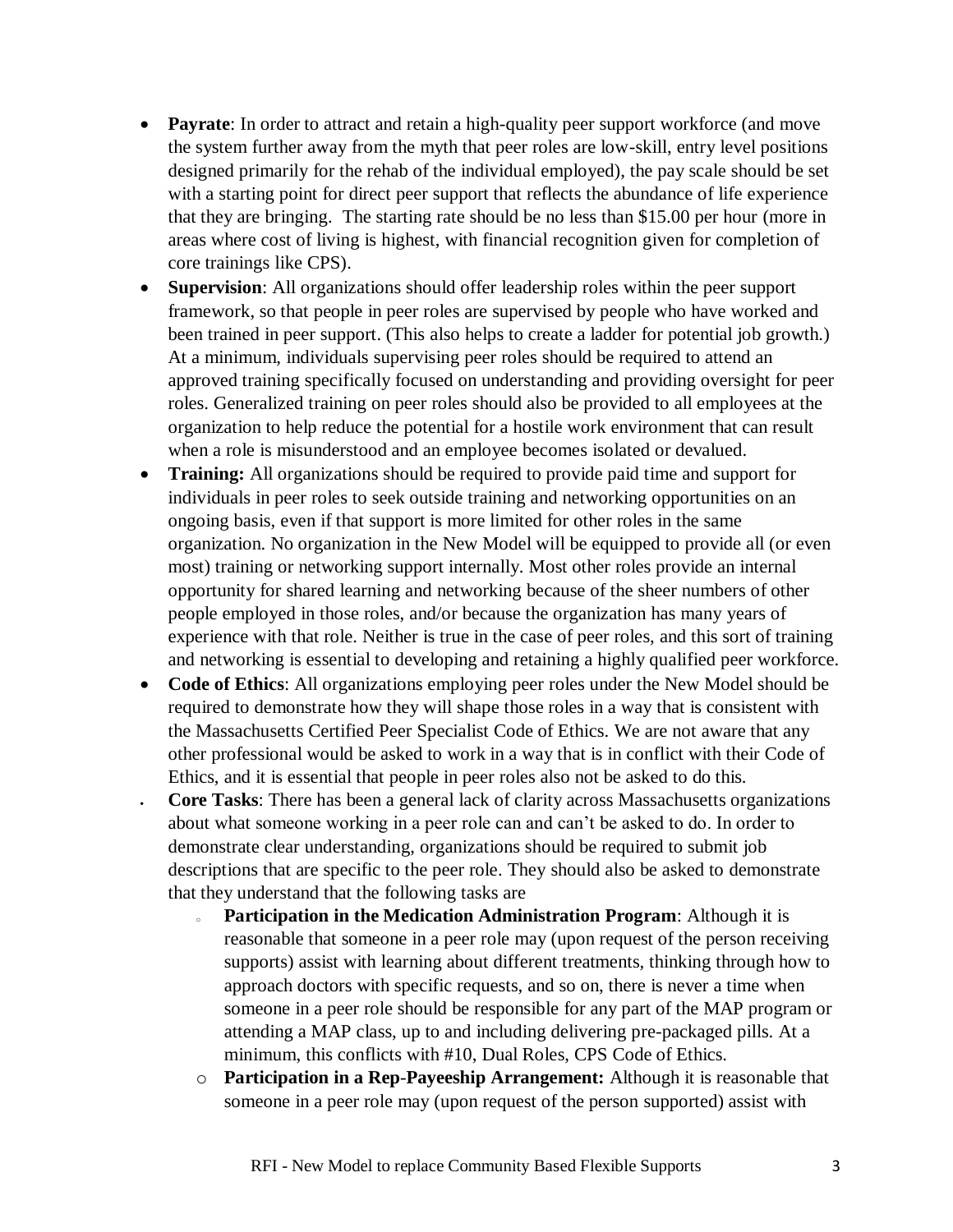- **Payrate**: In order to attract and retain a high-quality peer support workforce (and move the system further away from the myth that peer roles are low-skill, entry level positions designed primarily for the rehab of the individual employed), the pay scale should be set with a starting point for direct peer support that reflects the abundance of life experience that they are bringing. The starting rate should be no less than $15.00 per hour (more in areas where cost of living is highest, with financial recognition given for completion of core trainings like CPS).
- **Supervision**: All organizations should offer leadership roles within the peer support framework, so that people in peer roles are supervised by people who have worked and been trained in peer support. (This also helps to create a ladder for potential job growth.) At a minimum, individuals supervising peer roles should be required to attend an approved training specifically focused on understanding and providing oversight for peer roles. Generalized training on peer roles should also be provided to all employees at the organization to help reduce the potential for a hostile work environment that can result when a role is misunderstood and an employee becomes isolated or devalued.
- **Training:** All organizations should be required to provide paid time and support for individuals in peer roles to seek outside training and networking opportunities on an ongoing basis, even if that support is more limited for other roles in the same organization. No organization in the New Model will be equipped to provide all (or even most) training or networking support internally. Most other roles provide an internal opportunity for shared learning and networking because of the sheer numbers of other people employed in those roles, and/or because the organization has many years of experience with that role. Neither is true in the case of peer roles, and this sort of training and networking is essential to developing and retaining a highly qualified peer workforce.
- **Code of Ethics**: All organizations employing peer roles under the New Model should be required to demonstrate how they will shape those roles in a way that is consistent with the Massachusetts Certified Peer Specialist Code of Ethics. We are not aware that any other professional would be asked to work in a way that is in conflict with their Code of Ethics, and it is essential that people in peer roles also not be asked to do this.
- **Core Tasks**: There has been a general lack of clarity across Massachusetts organizations about what someone working in a peer role can and can't be asked to do. In order to demonstrate clear understanding, organizations should be required to submit job descriptions that are specific to the peer role. They should also be asked to demonstrate that they understand that the following tasks are
  - **Participation in the Medication Administration Program**: Although it is reasonable that someone in a peer role may (upon request of the person receiving supports) assist with learning about different treatments, thinking through how to approach doctors with specific requests, and so on, there is never a time when someone in a peer role should be responsible for any part of the MAP program or attending a MAP class, up to and including delivering pre-packaged pills. At a minimum, this conflicts with #10, Dual Roles, CPS Code of Ethics.
  - **Participation in a Rep-Payeeship Arrangement:** Although it is reasonable that someone in a peer role may (upon request of the person supported) assist with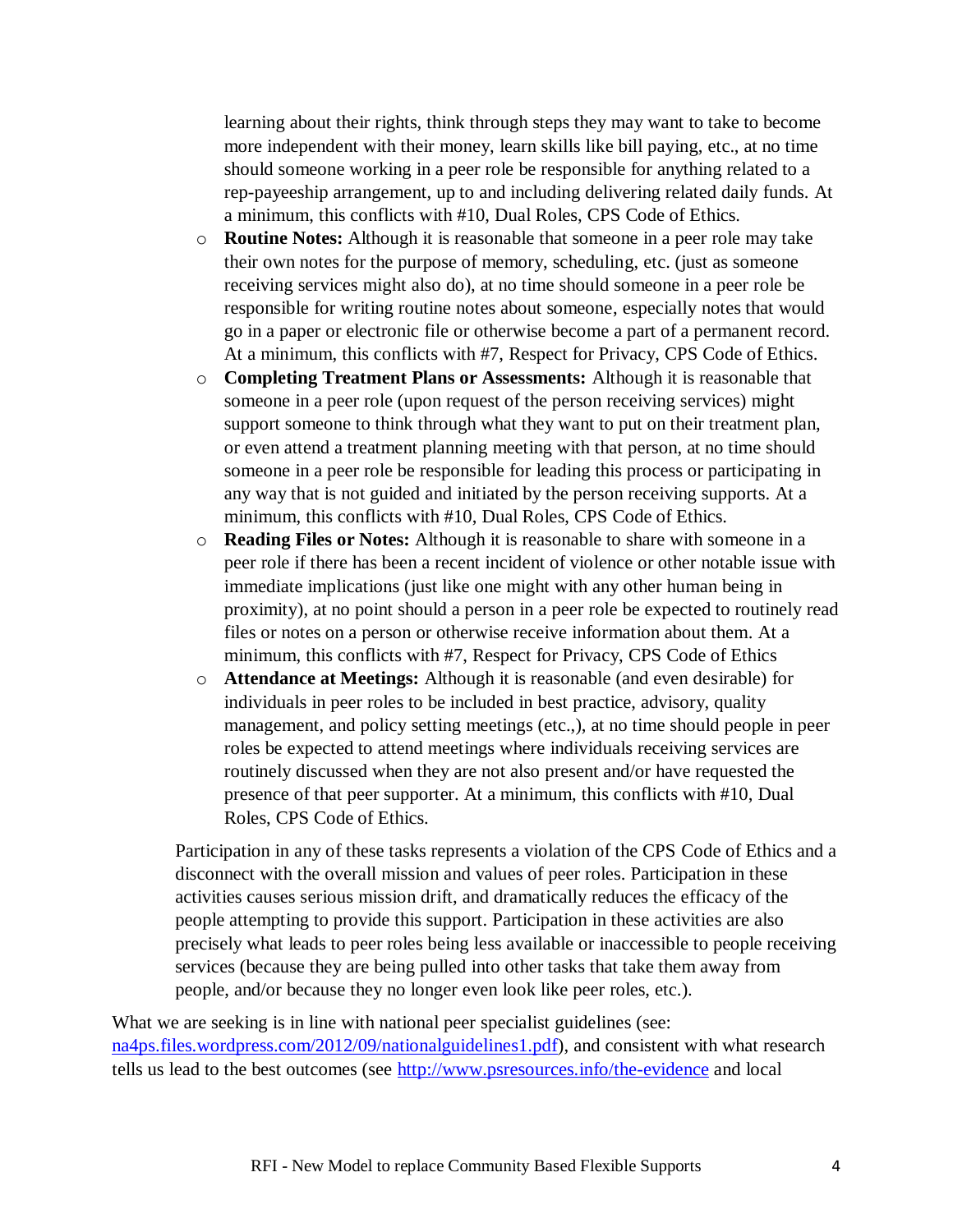learning about their rights, think through steps they may want to take to become more independent with their money, learn skills like bill paying, etc., at no time should someone working in a peer role be responsible for anything related to a rep-payeeship arrangement, up to and including delivering related daily funds. At a minimum, this conflicts with #10, Dual Roles, CPS Code of Ethics.

- **Routine Notes:** Although it is reasonable that someone in a peer role may take their own notes for the purpose of memory, scheduling, etc. (just as someone receiving services might also do), at no time should someone in a peer role be responsible for writing routine notes about someone, especially notes that would go in a paper or electronic file or otherwise become a part of a permanent record. At a minimum, this conflicts with #7, Respect for Privacy, CPS Code of Ethics.
- **Completing Treatment Plans or Assessments:** Although it is reasonable that someone in a peer role (upon request of the person receiving services) might support someone to think through what they want to put on their treatment plan, or even attend a treatment planning meeting with that person, at no time should someone in a peer role be responsible for leading this process or participating in any way that is not guided and initiated by the person receiving supports. At a minimum, this conflicts with #10, Dual Roles, CPS Code of Ethics.
- **Reading Files or Notes:** Although it is reasonable to share with someone in a peer role if there has been a recent incident of violence or other notable issue with immediate implications (just like one might with any other human being in proximity), at no point should a person in a peer role be expected to routinely read files or notes on a person or otherwise receive information about them. At a minimum, this conflicts with #7, Respect for Privacy, CPS Code of Ethics
- **Attendance at Meetings:** Although it is reasonable (and even desirable) for individuals in peer roles to be included in best practice, advisory, quality management, and policy setting meetings (etc.,), at no time should people in peer roles be expected to attend meetings where individuals receiving services are routinely discussed when they are not also present and/or have requested the presence of that peer supporter. At a minimum, this conflicts with #10, Dual Roles, CPS Code of Ethics.

Participation in any of these tasks represents a violation of the CPS Code of Ethics and a disconnect with the overall mission and values of peer roles. Participation in these activities causes serious mission drift, and dramatically reduces the efficacy of the people attempting to provide this support. Participation in these activities are also precisely what leads to peer roles being less available or inaccessible to people receiving services (because they are being pulled into other tasks that take them away from people, and/or because they no longer even look like peer roles, etc.).

What we are seeking is in line with national peer specialist guidelines (see: [na4ps.files.wordpress.com/2012/09/nationalguidelines1.pdf](na4ps.files.wordpress.com/2012/09/nationalguidelines1.pdf)), and consistent with what research tells us lead to the best outcomes (see [http://www.psresources.info/the-evidence](http://www.psresources.info/the-evidence) and local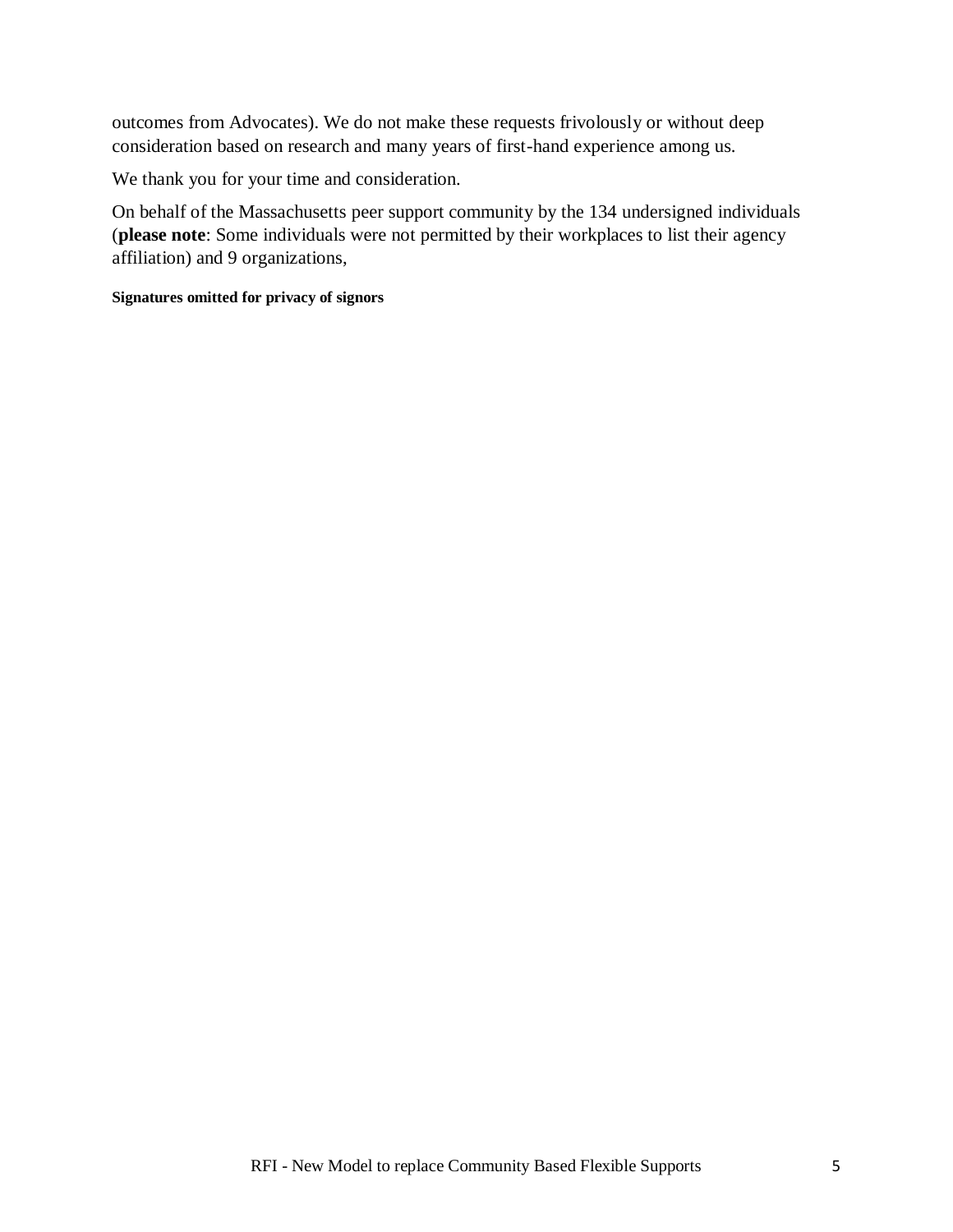outcomes from Advocates). We do not make these requests frivolously or without deep consideration based on research and many years of first-hand experience among us.

We thank you for your time and consideration.

On behalf of the Massachusetts peer support community by the 134 undersigned individuals (**please note**: Some individuals were not permitted by their workplaces to list their agency affiliation) and 9 organizations,

**Signatures omitted for privacy of signors**